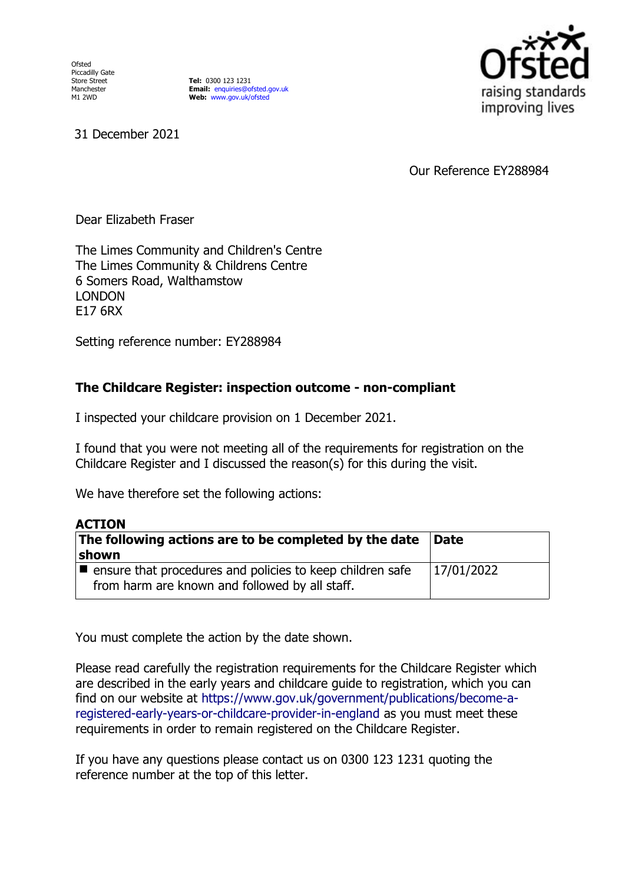Ofsted
Piccadilly Gate
Store Street
Manchester
M1 2WD

**Tel:** 0300 123 1231
**Email:** enquiries@ofsted.gov.uk
**Web:** www.gov.uk/ofsted

Ofsted
raising standards
improving lives

31 December 2021

Our Reference EY288984

Dear Elizabeth Fraser

The Limes Community and Children's Centre
The Limes Community & Childrens Centre
6 Somers Road, Walthamstow
LONDON
E17 6RX

Setting reference number: EY288984

**The Childcare Register: inspection outcome - non-compliant**

I inspected your childcare provision on 1 December 2021.

I found that you were not meeting all of the requirements for registration on the Childcare Register and I discussed the reason(s) for this during the visit.

We have therefore set the following actions:

**ACTION**

| **The following actions are to be completed by the date shown** | **Date** |
|---|---|
| ■ ensure that procedures and policies to keep children safe from harm are known and followed by all staff. | 17/01/2022 |

You must complete the action by the date shown.

Please read carefully the registration requirements for the Childcare Register which are described in the early years and childcare guide to registration, which you can find on our website at https://www.gov.uk/government/publications/become-a-registered-early-years-or-childcare-provider-in-england as you must meet these requirements in order to remain registered on the Childcare Register.

If you have any questions please contact us on 0300 123 1231 quoting the reference number at the top of this letter.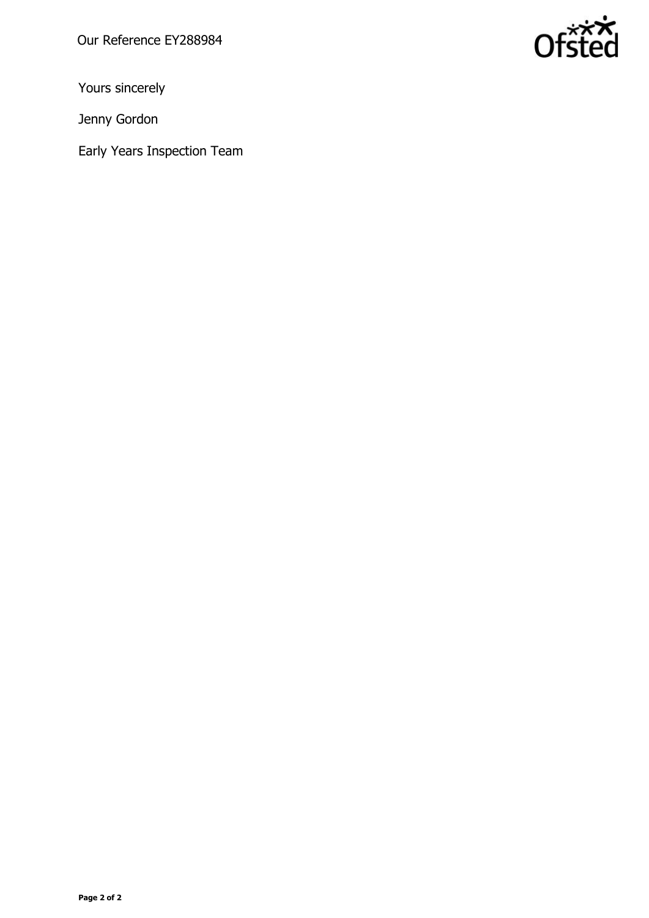Yours sincerely

Jenny Gordon

Early Years Inspection Team